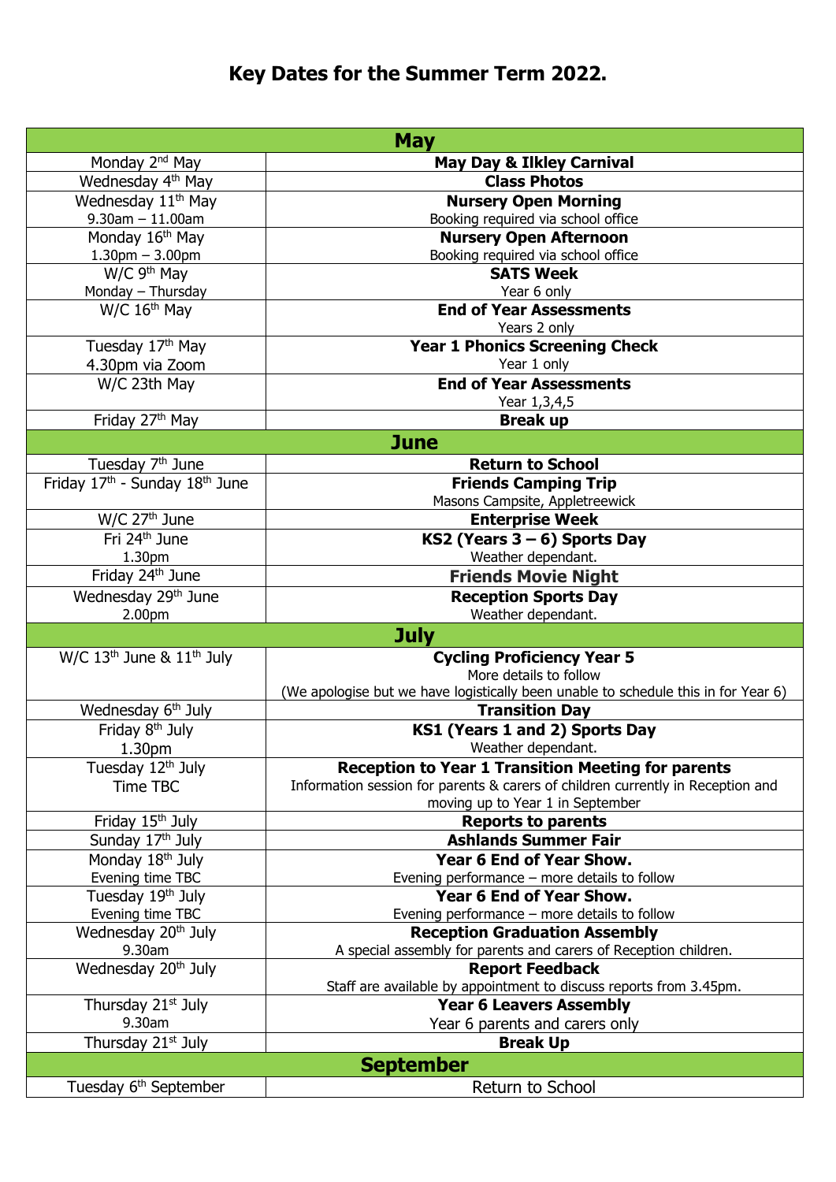# Key Dates for the Summer Term 2022.

| **May** | |
|---|---|
| Monday 2nd May | **May Day & Ilkley Carnival** |
| Wednesday 4th May | **Class Photos** |
| Wednesday 11th May<br>9.30am – 11.00am | **Nursery Open Morning**<br>Booking required via school office |
| Monday 16th May<br>1.30pm – 3.00pm | **Nursery Open Afternoon**<br>Booking required via school office |
| W/C 9th May<br>Monday – Thursday | **SATS Week**<br>Year 6 only |
| W/C 16th May | **End of Year Assessments**<br>Years 2 only |
| Tuesday 17th May<br>4.30pm via Zoom | **Year 1 Phonics Screening Check**<br>Year 1 only |
| W/C 23th May | **End of Year Assessments**<br>Year 1,3,4,5 |
| Friday 27th May | **Break up** |
| **June** | |
| Tuesday 7th June | **Return to School** |
| Friday 17th - Sunday 18th June | **Friends Camping Trip**<br>Masons Campsite, Appletreewick |
| W/C 27th June | **Enterprise Week** |
| Fri 24th June<br>1.30pm | **KS2 (Years 3 – 6) Sports Day**<br>Weather dependant. |
| Friday 24th June | **Friends Movie Night** |
| Wednesday 29th June<br>2.00pm | **Reception Sports Day**<br>Weather dependant. |
| **July** | |
| W/C 13th June & 11th July | **Cycling Proficiency Year 5**<br>More details to follow<br>(We apologise but we have logistically been unable to schedule this in for Year 6) |
| Wednesday 6th July | **Transition Day** |
| Friday 8th July<br>1.30pm | **KS1 (Years 1 and 2) Sports Day**<br>Weather dependant. |
| Tuesday 12th July<br>Time TBC | **Reception to Year 1 Transition Meeting for parents**<br>Information session for parents & carers of children currently in Reception and moving up to Year 1 in September |
| Friday 15th July | **Reports to parents** |
| Sunday 17th July | **Ashlands Summer Fair** |
| Monday 18th July<br>Evening time TBC | **Year 6 End of Year Show.**<br>Evening performance – more details to follow |
| Tuesday 19th July<br>Evening time TBC | **Year 6 End of Year Show.**<br>Evening performance – more details to follow |
| Wednesday 20th July<br>9.30am | **Reception Graduation Assembly**<br>A special assembly for parents and carers of Reception children. |
| Wednesday 20th July | **Report Feedback**<br>Staff are available by appointment to discuss reports from 3.45pm. |
| Thursday 21st July<br>9.30am | **Year 6 Leavers Assembly**<br>Year 6 parents and carers only |
| Thursday 21st July | **Break Up** |
| **September** | |
| Tuesday 6th September | Return to School |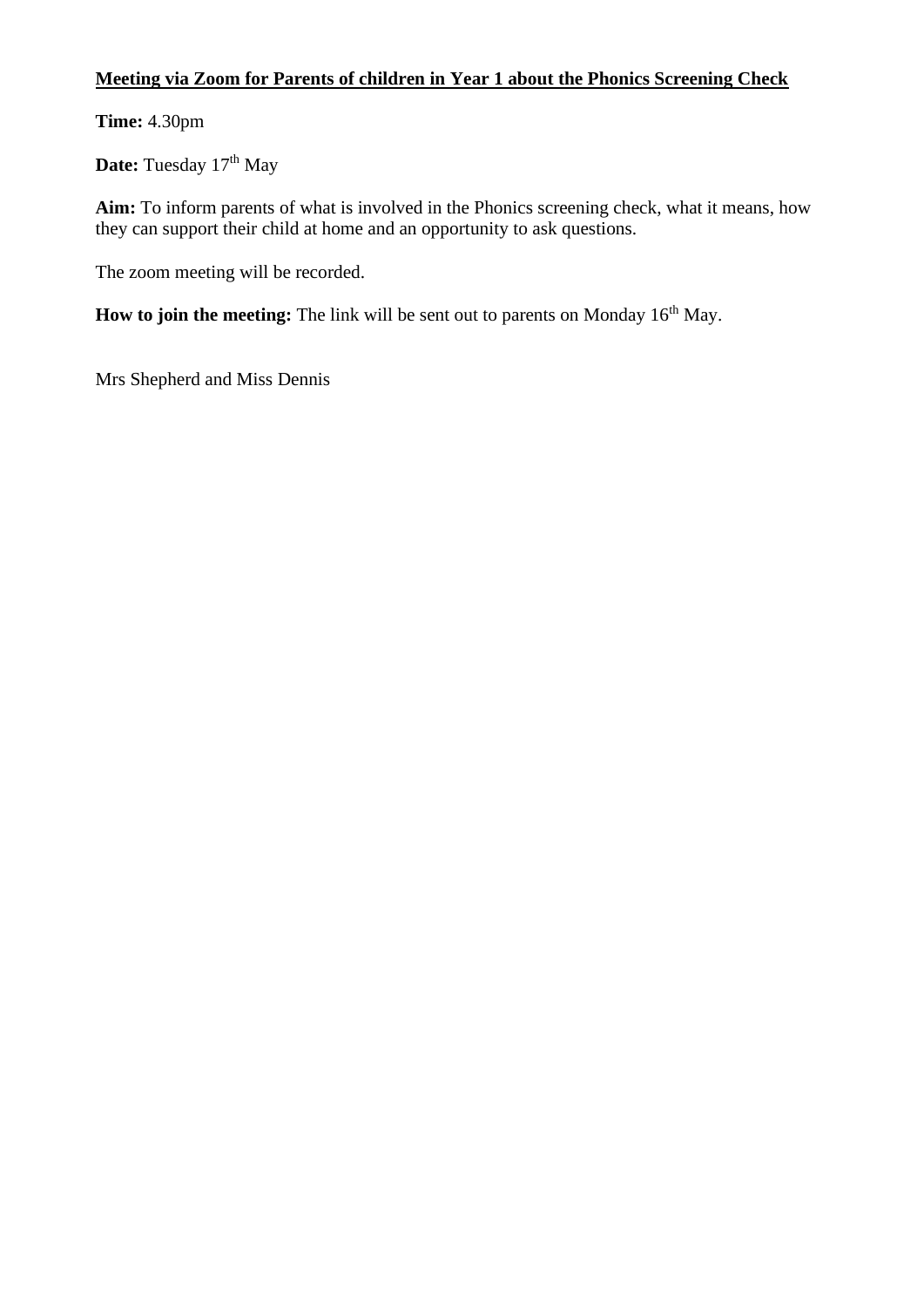**Meeting via Zoom for Parents of children in Year 1 about the Phonics Screening Check**

**Time:** 4.30pm

**Date:** Tuesday 17th May

**Aim:** To inform parents of what is involved in the Phonics screening check, what it means, how they can support their child at home and an opportunity to ask questions.

The zoom meeting will be recorded.

**How to join the meeting:** The link will be sent out to parents on Monday 16th May.

Mrs Shepherd and Miss Dennis